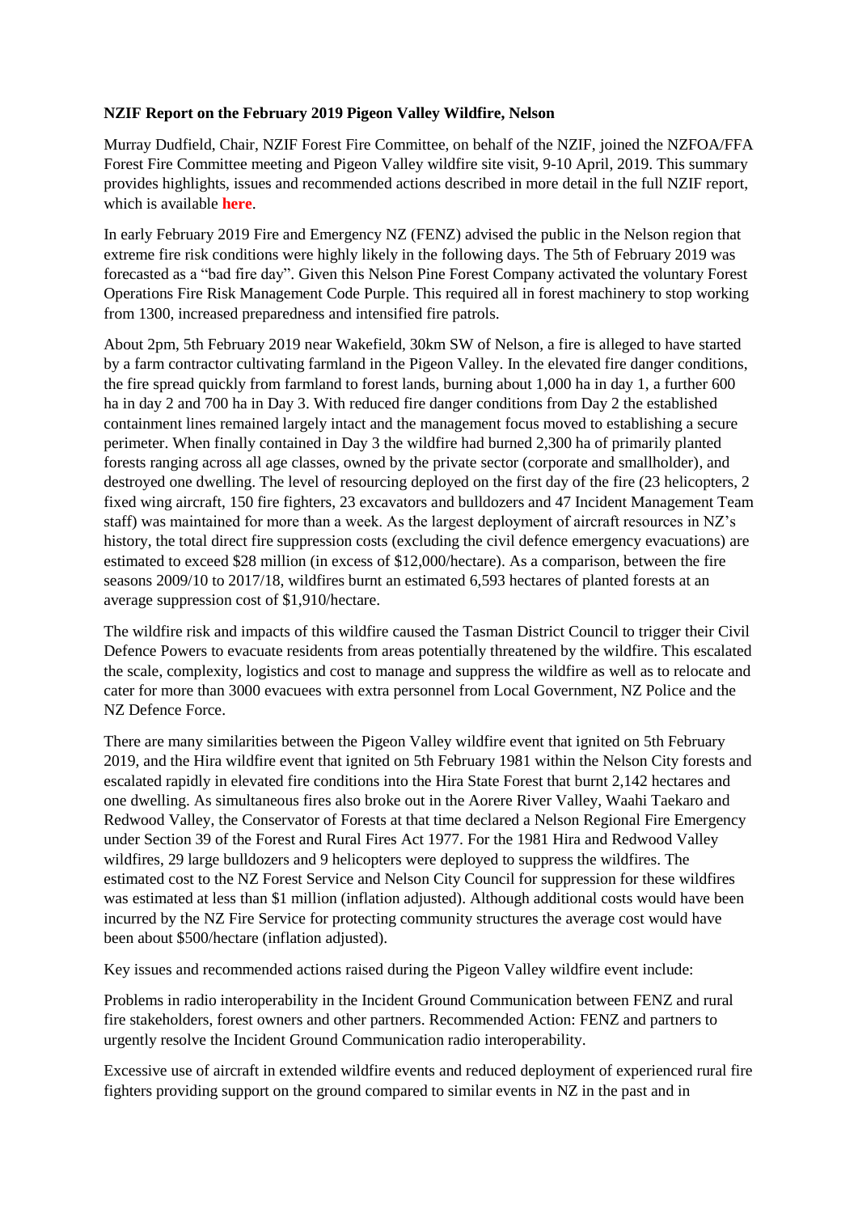**NZIF Report on the February 2019 Pigeon Valley Wildfire, Nelson**

Murray Dudfield, Chair, NZIF Forest Fire Committee, on behalf of the NZIF, joined the NZFOA/FFA Forest Fire Committee meeting and Pigeon Valley wildfire site visit, 9-10 April, 2019. This summary provides highlights, issues and recommended actions described in more detail in the full NZIF report, which is available **here**.

In early February 2019 Fire and Emergency NZ (FENZ) advised the public in the Nelson region that extreme fire risk conditions were highly likely in the following days. The 5th of February 2019 was forecasted as a "bad fire day". Given this Nelson Pine Forest Company activated the voluntary Forest Operations Fire Risk Management Code Purple. This required all in forest machinery to stop working from 1300, increased preparedness and intensified fire patrols.

About 2pm, 5th February 2019 near Wakefield, 30km SW of Nelson, a fire is alleged to have started by a farm contractor cultivating farmland in the Pigeon Valley. In the elevated fire danger conditions, the fire spread quickly from farmland to forest lands, burning about 1,000 ha in day 1, a further 600 ha in day 2 and 700 ha in Day 3. With reduced fire danger conditions from Day 2 the established containment lines remained largely intact and the management focus moved to establishing a secure perimeter. When finally contained in Day 3 the wildfire had burned 2,300 ha of primarily planted forests ranging across all age classes, owned by the private sector (corporate and smallholder), and destroyed one dwelling. The level of resourcing deployed on the first day of the fire (23 helicopters, 2 fixed wing aircraft, 150 fire fighters, 23 excavators and bulldozers and 47 Incident Management Team staff) was maintained for more than a week. As the largest deployment of aircraft resources in NZ's history, the total direct fire suppression costs (excluding the civil defence emergency evacuations) are estimated to exceed $28 million (in excess of $12,000/hectare). As a comparison, between the fire seasons 2009/10 to 2017/18, wildfires burnt an estimated 6,593 hectares of planted forests at an average suppression cost of $1,910/hectare.

The wildfire risk and impacts of this wildfire caused the Tasman District Council to trigger their Civil Defence Powers to evacuate residents from areas potentially threatened by the wildfire. This escalated the scale, complexity, logistics and cost to manage and suppress the wildfire as well as to relocate and cater for more than 3000 evacuees with extra personnel from Local Government, NZ Police and the NZ Defence Force.

There are many similarities between the Pigeon Valley wildfire event that ignited on 5th February 2019, and the Hira wildfire event that ignited on 5th February 1981 within the Nelson City forests and escalated rapidly in elevated fire conditions into the Hira State Forest that burnt 2,142 hectares and one dwelling. As simultaneous fires also broke out in the Aorere River Valley, Waahi Taekaro and Redwood Valley, the Conservator of Forests at that time declared a Nelson Regional Fire Emergency under Section 39 of the Forest and Rural Fires Act 1977. For the 1981 Hira and Redwood Valley wildfires, 29 large bulldozers and 9 helicopters were deployed to suppress the wildfires. The estimated cost to the NZ Forest Service and Nelson City Council for suppression for these wildfires was estimated at less than $1 million (inflation adjusted). Although additional costs would have been incurred by the NZ Fire Service for protecting community structures the average cost would have been about $500/hectare (inflation adjusted).

Key issues and recommended actions raised during the Pigeon Valley wildfire event include:

Problems in radio interoperability in the Incident Ground Communication between FENZ and rural fire stakeholders, forest owners and other partners. Recommended Action: FENZ and partners to urgently resolve the Incident Ground Communication radio interoperability.

Excessive use of aircraft in extended wildfire events and reduced deployment of experienced rural fire fighters providing support on the ground compared to similar events in NZ in the past and in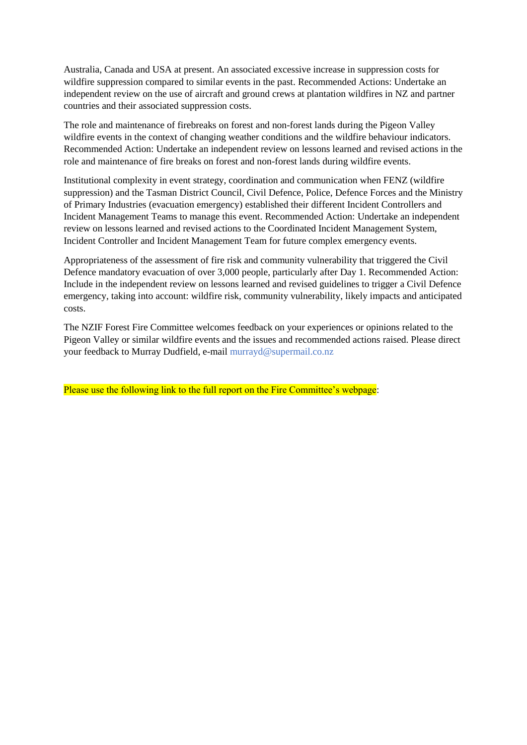Australia, Canada and USA at present. An associated excessive increase in suppression costs for wildfire suppression compared to similar events in the past. Recommended Actions: Undertake an independent review on the use of aircraft and ground crews at plantation wildfires in NZ and partner countries and their associated suppression costs.

The role and maintenance of firebreaks on forest and non-forest lands during the Pigeon Valley wildfire events in the context of changing weather conditions and the wildfire behaviour indicators. Recommended Action: Undertake an independent review on lessons learned and revised actions in the role and maintenance of fire breaks on forest and non-forest lands during wildfire events.

Institutional complexity in event strategy, coordination and communication when FENZ (wildfire suppression) and the Tasman District Council, Civil Defence, Police, Defence Forces and the Ministry of Primary Industries (evacuation emergency) established their different Incident Controllers and Incident Management Teams to manage this event. Recommended Action: Undertake an independent review on lessons learned and revised actions to the Coordinated Incident Management System, Incident Controller and Incident Management Team for future complex emergency events.

Appropriateness of the assessment of fire risk and community vulnerability that triggered the Civil Defence mandatory evacuation of over 3,000 people, particularly after Day 1. Recommended Action: Include in the independent review on lessons learned and revised guidelines to trigger a Civil Defence emergency, taking into account: wildfire risk, community vulnerability, likely impacts and anticipated costs.

The NZIF Forest Fire Committee welcomes feedback on your experiences or opinions related to the Pigeon Valley or similar wildfire events and the issues and recommended actions raised. Please direct your feedback to Murray Dudfield, e-mail murrayd@supermail.co.nz

Please use the following link to the full report on the Fire Committee's webpage: